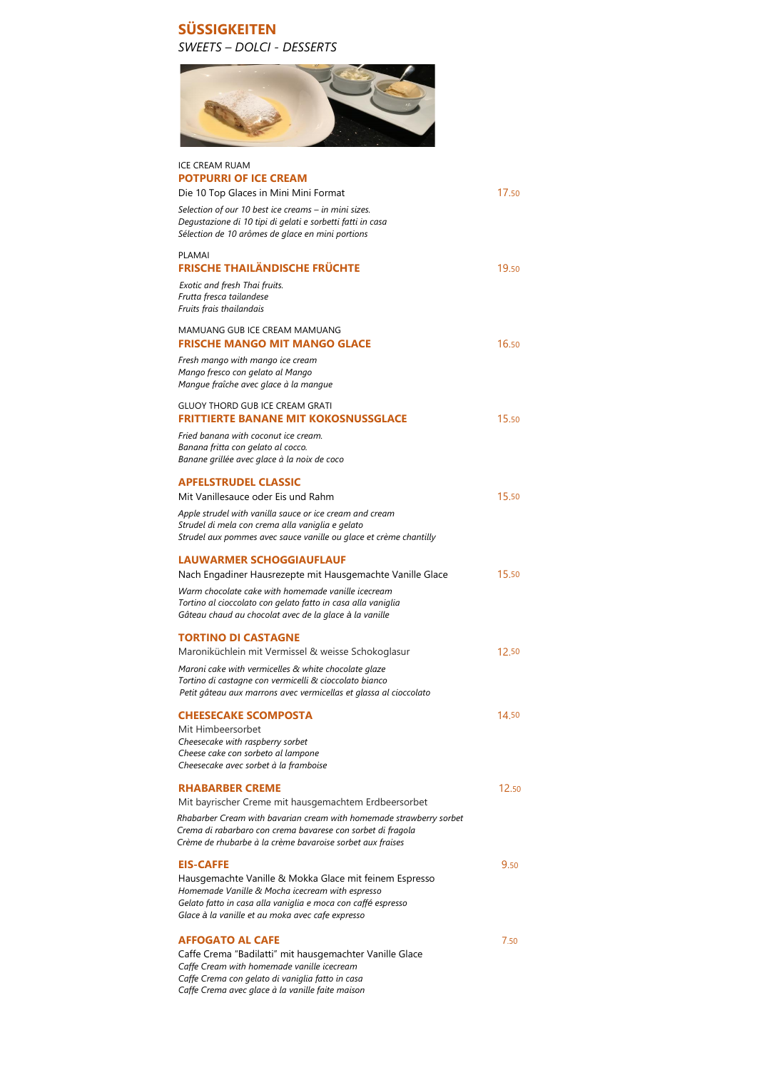# SÜSSIGKEITEN

*SWEETS – DOLCI - DESSERTS*

ICE CREAM RUAM
## POTPURRI OF ICE CREAM
Die 10 Top Glaces in Mini Mini Format — 17.50

*Selection of our 10 best ice creams – in mini sizes.*
*Degustazione di 10 tipi di gelati e sorbetti fatti in casa*
*Sélection de 10 arômes de glace en mini portions*

PLAMAI
## FRISCHE THAILÄNDISCHE FRÜCHTE
19.50

*Exotic and fresh Thai fruits.*
*Frutta fresca tailandese*
*Fruits frais thailandais*

MAMUANG GUB ICE CREAM MAMUANG
## FRISCHE MANGO MIT MANGO GLACE
16.50

*Fresh mango with mango ice cream*
*Mango fresco con gelato al Mango*
*Mangue fraîche avec glace à la mangue*

GLUOY THORD GUB ICE CREAM GRATI
## FRITTIERTE BANANE MIT KOKOSNUSSGLACE
15.50

*Fried banana with coconut ice cream.*
*Banana fritta con gelato al cocco.*
*Banane grillée avec glace à la noix de coco*

## APFELSTRUDEL CLASSIC
Mit Vanillesauce oder Eis und Rahm — 15.50

*Apple strudel with vanilla sauce or ice cream and cream*
*Strudel di mela con crema alla vaniglia e gelato*
*Strudel aux pommes avec sauce vanille ou glace et crème chantilly*

## LAUWARMER SCHOGGIAUFLAUF
Nach Engadiner Hausrezepte mit Hausgemachte Vanille Glace — 15.50

*Warm chocolate cake with homemade vanille icecream*
*Tortino al cioccolato con gelato fatto in casa alla vaniglia*
*Gâteau chaud au chocolat avec de la glace à la vanille*

## TORTINO DI CASTAGNE
Maroniküchlein mit Vermissel & weisse Schokoglasur — 12.50

*Maroni cake with vermicelles & white chocolate glaze*
*Tortino di castagne con vermicelli & cioccolato bianco*
*Petit gâteau aux marrons avec vermicellas et glassa al cioccolato*

## CHEESECAKE SCOMPOSTA
14.50

Mit Himbeersorbet
*Cheesecake with raspberry sorbet*
*Cheese cake con sorbeto al lampone*
*Cheesecake avec sorbet à la framboise*

## RHABARBER CREME
12.50

Mit bayrischer Creme mit hausgemachtem Erdbeersorbet
*Rhabarber Cream with bavarian cream with homemade strawberry sorbet*
*Crema di rabarbaro con crema bavarese con sorbet di fragola*
*Crème de rhubarbe à la crème bavaroise sorbet aux fraises*

## EIS-CAFFE
9.50

Hausgemachte Vanille & Mokka Glace mit feinem Espresso
*Homemade Vanille & Mocha icecream with espresso*
*Gelato fatto in casa alla vaniglia e moca con caffé espresso*
*Glace à la vanille et au moka avec cafe expresso*

## AFFOGATO AL CAFE
7.50

Caffe Crema "Badilatti" mit hausgemachter Vanille Glace
*Caffe Cream with homemade vanille icecream*
*Caffe Crema con gelato di vaniglia fatto in casa*
*Caffe Crema avec glace à la vanille faite maison*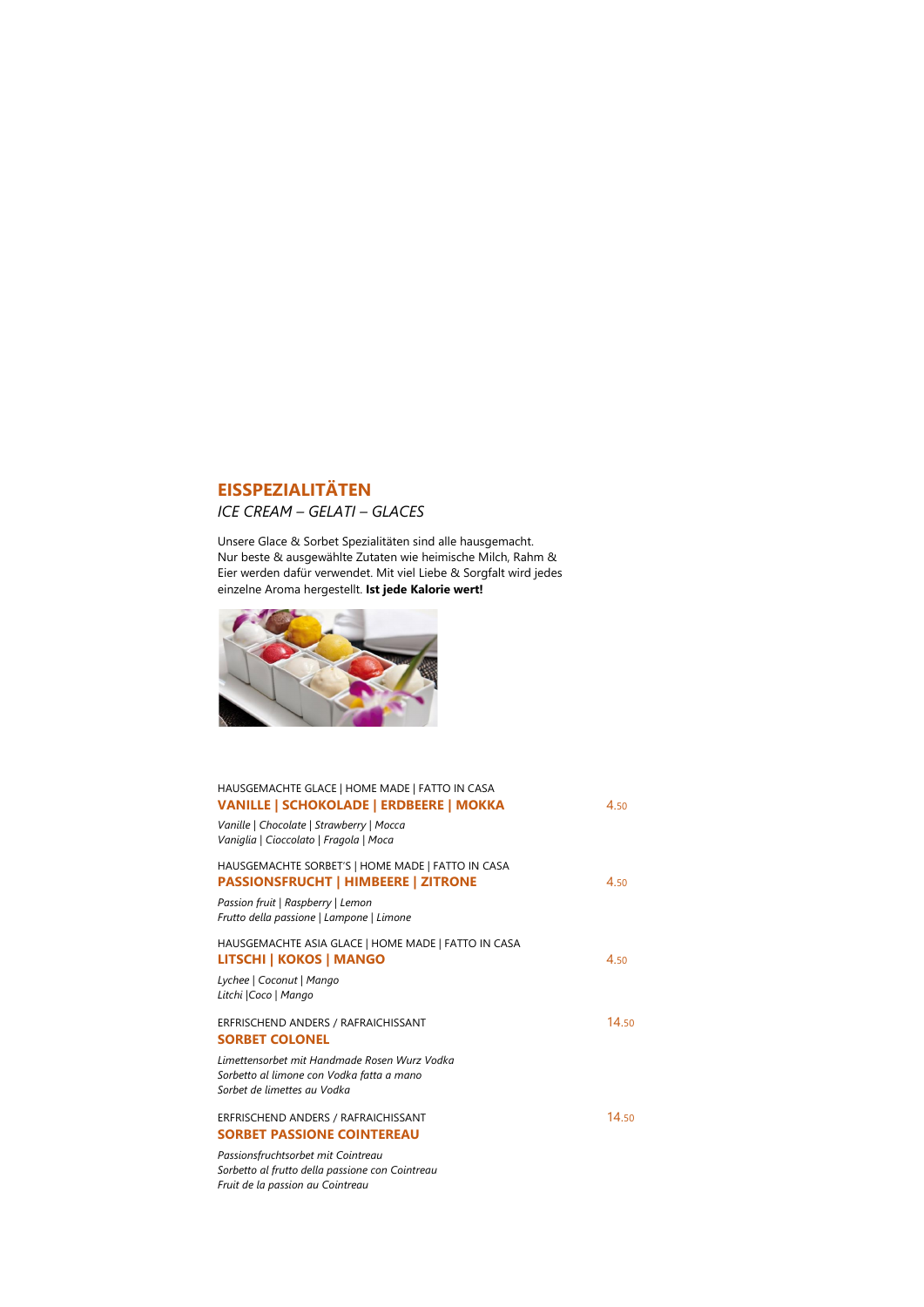## EISSPEZIALITÄTEN

*ICE CREAM – GELATI – GLACES*

Unsere Glace & Sorbet Spezialitäten sind alle hausgemacht.
Nur beste & ausgewählte Zutaten wie heimische Milch, Rahm & Eier werden dafür verwendet. Mit viel Liebe & Sorgfalt wird jedes einzelne Aroma hergestellt. **Ist jede Kalorie wert!**

HAUSGEMACHTE GLACE | HOME MADE | FATTO IN CASA

**VANILLE | SCHOKOLADE | ERDBEERE | MOKKA** — 4.50

*Vanille | Chocolate | Strawberry | Mocca*
*Vaniglia | Cioccolato | Fragola | Moca*

HAUSGEMACHTE SORBET'S | HOME MADE | FATTO IN CASA

**PASSIONSFRUCHT | HIMBEERE | ZITRONE** — 4.50

*Passion fruit | Raspberry | Lemon*
*Frutto della passione | Lampone | Limone*

HAUSGEMACHTE ASIA GLACE | HOME MADE | FATTO IN CASA

**LITSCHI | KOKOS | MANGO** — 4.50

*Lychee | Coconut | Mango*
*Litchi |Coco | Mango*

ERFRISCHEND ANDERS / RAFRAICHISSANT — 14.50

**SORBET COLONEL**

*Limettensorbet mit Handmade Rosen Wurz Vodka*
*Sorbetto al limone con Vodka fatta a mano*
*Sorbet de limettes au Vodka*

ERFRISCHEND ANDERS / RAFRAICHISSANT — 14.50

**SORBET PASSIONE COINTEREAU**

*Passionsfruchtsorbet mit Cointreau*
*Sorbetto al frutto della passione con Cointreau*
*Fruit de la passion au Cointreau*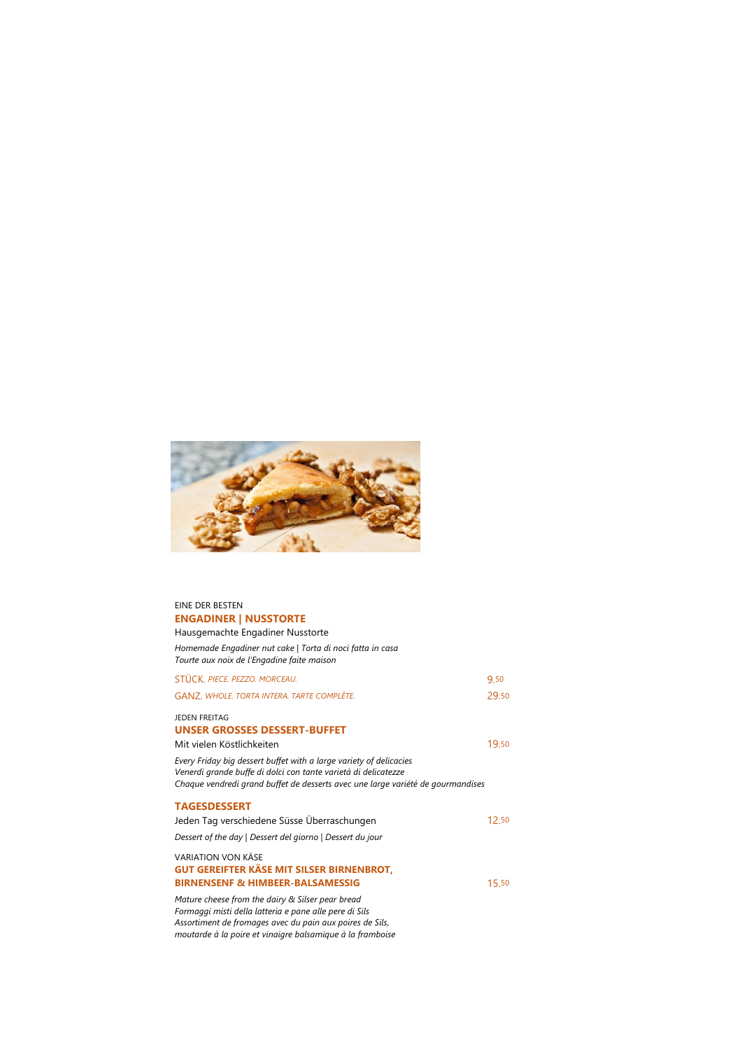EINE DER BESTEN

## ENGADINER | NUSSTORTE

Hausgemachte Engadiner Nusstorte

*Homemade Engadiner nut cake | Torta di noci fatta in casa*
*Tourte aux noix de l'Engadine faite maison*

| | |
|---|---|
| STÜCK. *PIECE. PEZZO. MORCEAU.* | 9.50 |
| GANZ. *WHOLE. TORTA INTERA. TARTE COMPLÈTE.* | 29.50 |

JEDEN FREITAG

## UNSER GROSSES DESSERT-BUFFET

Mit vielen Köstlichkeiten — 19.50

*Every Friday big dessert buffet with a large variety of delicacies*
*Venerdì grande buffe di dolci con tante varietà di delicatezze*
*Chaque vendredi grand buffet de desserts avec une large variété de gourmandises*

## TAGESDESSERT

Jeden Tag verschiedene Süsse Überraschungen — 12.50

*Dessert of the day | Dessert del giorno | Dessert du jour*

VARIATION VON KÄSE

## GUT GEREIFTER KÄSE MIT SILSER BIRNENBROT, BIRNENSENF & HIMBEER-BALSAMESSIG

15.50

*Mature cheese from the dairy & Silser pear bread*
*Formaggi misti della latteria e pane alle pere di Sils*
*Assortiment de fromages avec du pain aux poires de Sils,*
*moutarde à la poire et vinaigre balsamique à la framboise*